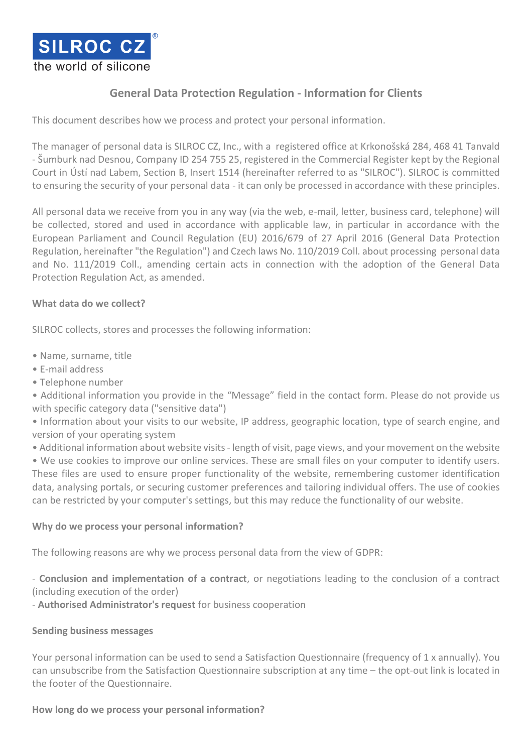SILROC CZ®
the world of silicone

# General Data Protection Regulation - Information for Clients

This document describes how we process and protect your personal information.

The manager of personal data is SILROC CZ, Inc., with a registered office at Krkonošská 284, 468 41 Tanvald - Šumburk nad Desnou, Company ID 254 755 25, registered in the Commercial Register kept by the Regional Court in Ústí nad Labem, Section B, Insert 1514 (hereinafter referred to as "SILROC"). SILROC is committed to ensuring the security of your personal data - it can only be processed in accordance with these principles.

All personal data we receive from you in any way (via the web, e-mail, letter, business card, telephone) will be collected, stored and used in accordance with applicable law, in particular in accordance with the European Parliament and Council Regulation (EU) 2016/679 of 27 April 2016 (General Data Protection Regulation, hereinafter "the Regulation") and Czech laws No. 110/2019 Coll. about processing personal data and No. 111/2019 Coll., amending certain acts in connection with the adoption of the General Data Protection Regulation Act, as amended.

**What data do we collect?**

SILROC collects, stores and processes the following information:

- Name, surname, title
- E-mail address
- Telephone number
- Additional information you provide in the "Message" field in the contact form. Please do not provide us with specific category data ("sensitive data")
- Information about your visits to our website, IP address, geographic location, type of search engine, and version of your operating system
- Additional information about website visits - length of visit, page views, and your movement on the website
- We use cookies to improve our online services. These are small files on your computer to identify users. These files are used to ensure proper functionality of the website, remembering customer identification data, analysing portals, or securing customer preferences and tailoring individual offers. The use of cookies can be restricted by your computer's settings, but this may reduce the functionality of our website.

**Why do we process your personal information?**

The following reasons are why we process personal data from the view of GDPR:

- **Conclusion and implementation of a contract**, or negotiations leading to the conclusion of a contract (including execution of the order)
- **Authorised Administrator's request** for business cooperation

**Sending business messages**

Your personal information can be used to send a Satisfaction Questionnaire (frequency of 1 x annually). You can unsubscribe from the Satisfaction Questionnaire subscription at any time – the opt-out link is located in the footer of the Questionnaire.

**How long do we process your personal information?**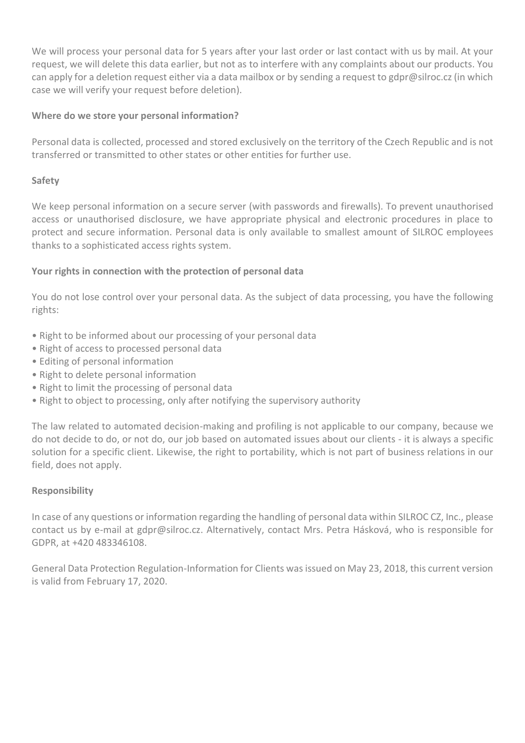We will process your personal data for 5 years after your last order or last contact with us by mail. At your request, we will delete this data earlier, but not as to interfere with any complaints about our products. You can apply for a deletion request either via a data mailbox or by sending a request to gdpr@silroc.cz (in which case we will verify your request before deletion).

**Where do we store your personal information?**

Personal data is collected, processed and stored exclusively on the territory of the Czech Republic and is not transferred or transmitted to other states or other entities for further use.

**Safety**

We keep personal information on a secure server (with passwords and firewalls). To prevent unauthorised access or unauthorised disclosure, we have appropriate physical and electronic procedures in place to protect and secure information. Personal data is only available to smallest amount of SILROC employees thanks to a sophisticated access rights system.

**Your rights in connection with the protection of personal data**

You do not lose control over your personal data. As the subject of data processing, you have the following rights:

- Right to be informed about our processing of your personal data
- Right of access to processed personal data
- Editing of personal information
- Right to delete personal information
- Right to limit the processing of personal data
- Right to object to processing, only after notifying the supervisory authority

The law related to automated decision-making and profiling is not applicable to our company, because we do not decide to do, or not do, our job based on automated issues about our clients - it is always a specific solution for a specific client. Likewise, the right to portability, which is not part of business relations in our field, does not apply.

**Responsibility**

In case of any questions or information regarding the handling of personal data within SILROC CZ, Inc., please contact us by e-mail at gdpr@silroc.cz. Alternatively, contact Mrs. Petra Hásková, who is responsible for GDPR, at +420 483346108.

General Data Protection Regulation-Information for Clients was issued on May 23, 2018, this current version is valid from February 17, 2020.